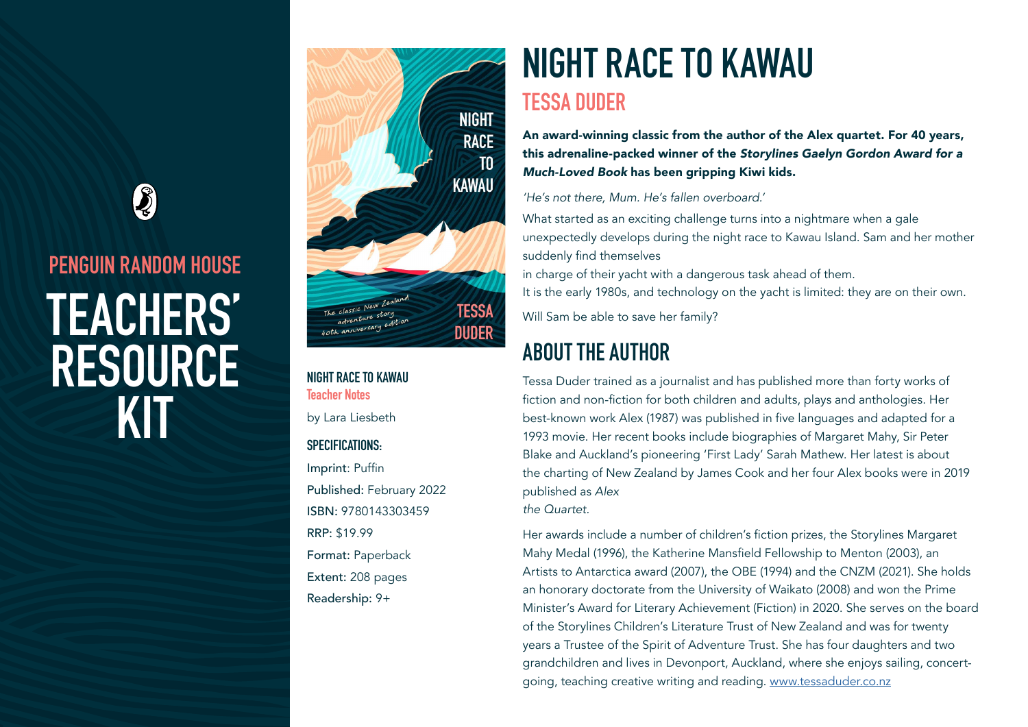## PENGUIN RANDOM HOUSE

# TEACHERS' RESOURCE KIT

**NIGHT RACE TO KAWAU**
**Teacher Notes**

by Lara Liesbeth

**SPECIFICATIONS:**

Imprint: Puffin
Published: February 2022
ISBN: 9780143303459
RRP: $19.99
Format: Paperback
Extent: 208 pages
Readership: 9+

# NIGHT RACE TO KAWAU

## TESSA DUDER

**An award-winning classic from the author of the Alex quartet. For 40 years, this adrenaline-packed winner of the *Storylines Gaelyn Gordon Award for a Much-Loved Book* has been gripping Kiwi kids.**

*'He's not there, Mum. He's fallen overboard.'*

What started as an exciting challenge turns into a nightmare when a gale unexpectedly develops during the night race to Kawau Island. Sam and her mother suddenly find themselves in charge of their yacht with a dangerous task ahead of them.
It is the early 1980s, and technology on the yacht is limited: they are on their own.

Will Sam be able to save her family?

## ABOUT THE AUTHOR

Tessa Duder trained as a journalist and has published more than forty works of fiction and non-fiction for both children and adults, plays and anthologies. Her best-known work Alex (1987) was published in five languages and adapted for a 1993 movie. Her recent books include biographies of Margaret Mahy, Sir Peter Blake and Auckland's pioneering 'First Lady' Sarah Mathew. Her latest is about the charting of New Zealand by James Cook and her four Alex books were in 2019 published as *Alex the Quartet*.

Her awards include a number of children's fiction prizes, the Storylines Margaret Mahy Medal (1996), the Katherine Mansfield Fellowship to Menton (2003), an Artists to Antarctica award (2007), the OBE (1994) and the CNZM (2021). She holds an honorary doctorate from the University of Waikato (2008) and won the Prime Minister's Award for Literary Achievement (Fiction) in 2020. She serves on the board of the Storylines Children's Literature Trust of New Zealand and was for twenty years a Trustee of the Spirit of Adventure Trust. She has four daughters and two grandchildren and lives in Devonport, Auckland, where she enjoys sailing, concert-going, teaching creative writing and reading. www.tessaduder.co.nz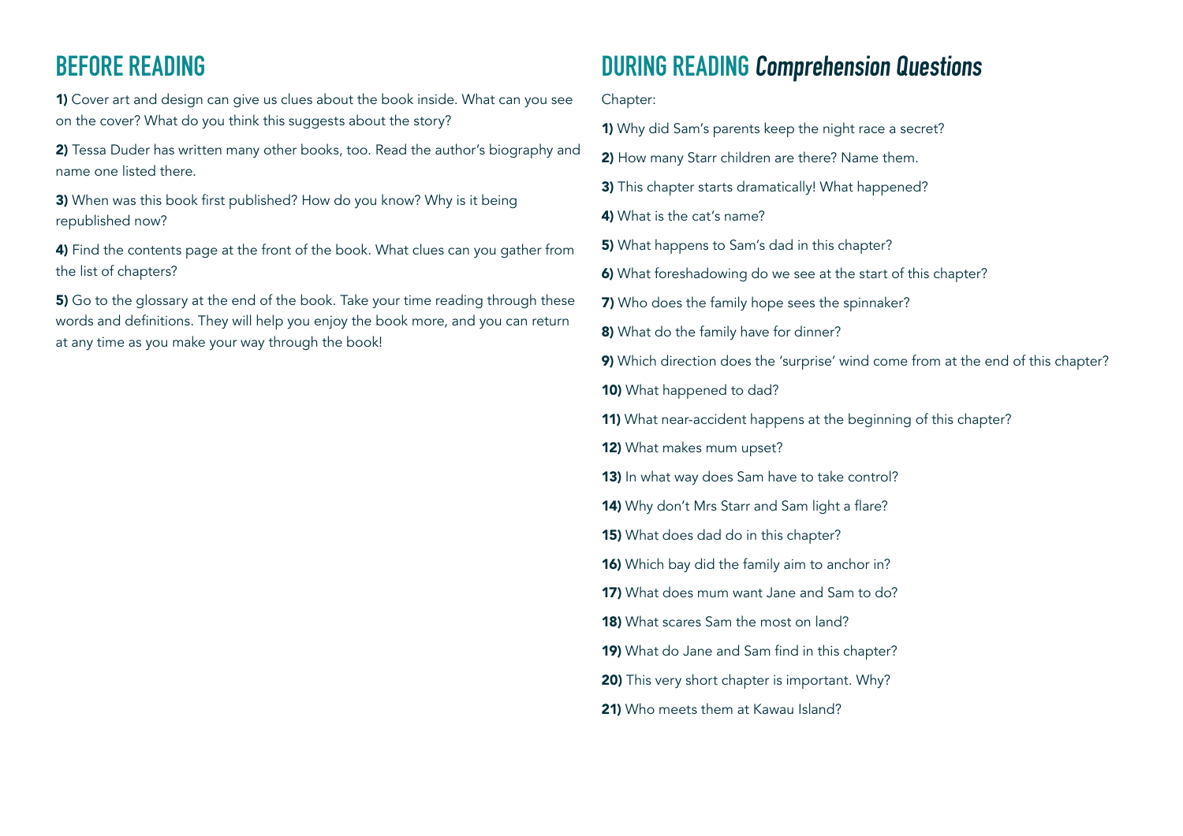## BEFORE READING

**1)** Cover art and design can give us clues about the book inside. What can you see on the cover? What do you think this suggests about the story?

**2)** Tessa Duder has written many other books, too. Read the author's biography and name one listed there.

**3)** When was this book first published? How do you know? Why is it being republished now?

**4)** Find the contents page at the front of the book. What clues can you gather from the list of chapters?

**5)** Go to the glossary at the end of the book. Take your time reading through these words and definitions. They will help you enjoy the book more, and you can return at any time as you make your way through the book!

## DURING READING *Comprehension Questions*

Chapter:

**1)** Why did Sam's parents keep the night race a secret?

**2)** How many Starr children are there? Name them.

**3)** This chapter starts dramatically! What happened?

**4)** What is the cat's name?

**5)** What happens to Sam's dad in this chapter?

**6)** What foreshadowing do we see at the start of this chapter?

**7)** Who does the family hope sees the spinnaker?

**8)** What do the family have for dinner?

**9)** Which direction does the 'surprise' wind come from at the end of this chapter?

**10)** What happened to dad?

**11)** What near-accident happens at the beginning of this chapter?

**12)** What makes mum upset?

**13)** In what way does Sam have to take control?

**14)** Why don't Mrs Starr and Sam light a flare?

**15)** What does dad do in this chapter?

**16)** Which bay did the family aim to anchor in?

**17)** What does mum want Jane and Sam to do?

**18)** What scares Sam the most on land?

**19)** What do Jane and Sam find in this chapter?

**20)** This very short chapter is important. Why?

**21)** Who meets them at Kawau Island?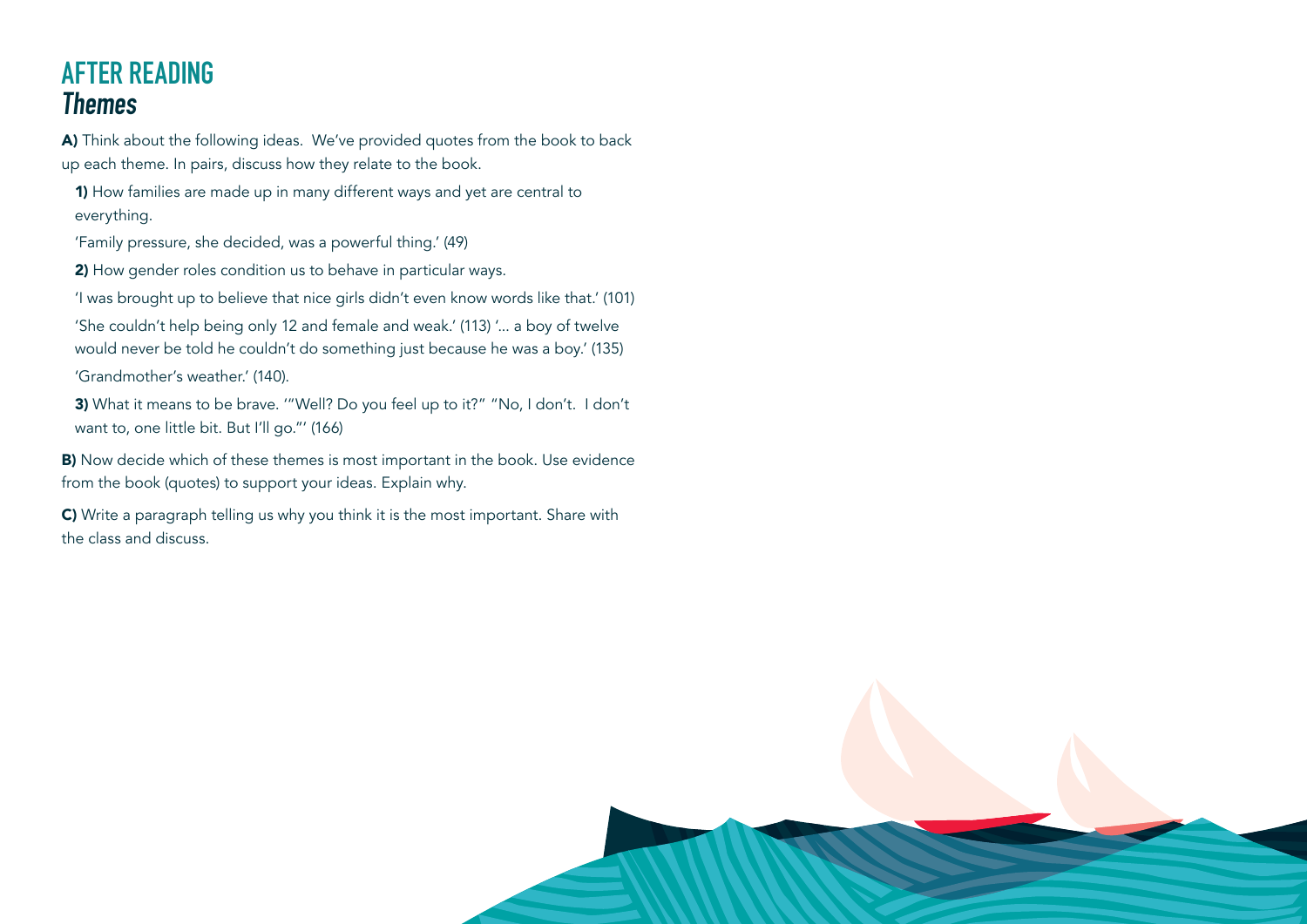# AFTER READING
## *Themes*

**A)** Think about the following ideas. We've provided quotes from the book to back up each theme. In pairs, discuss how they relate to the book.

**1)** How families are made up in many different ways and yet are central to everything.

'Family pressure, she decided, was a powerful thing.' (49)

**2)** How gender roles condition us to behave in particular ways.

'I was brought up to believe that nice girls didn't even know words like that.' (101)

'She couldn't help being only 12 and female and weak.' (113) '... a boy of twelve would never be told he couldn't do something just because he was a boy.' (135)

'Grandmother's weather.' (140).

**3)** What it means to be brave. '"Well? Do you feel up to it?" "No, I don't. I don't want to, one little bit. But I'll go."' (166)

**B)** Now decide which of these themes is most important in the book. Use evidence from the book (quotes) to support your ideas. Explain why.

**C)** Write a paragraph telling us why you think it is the most important. Share with the class and discuss.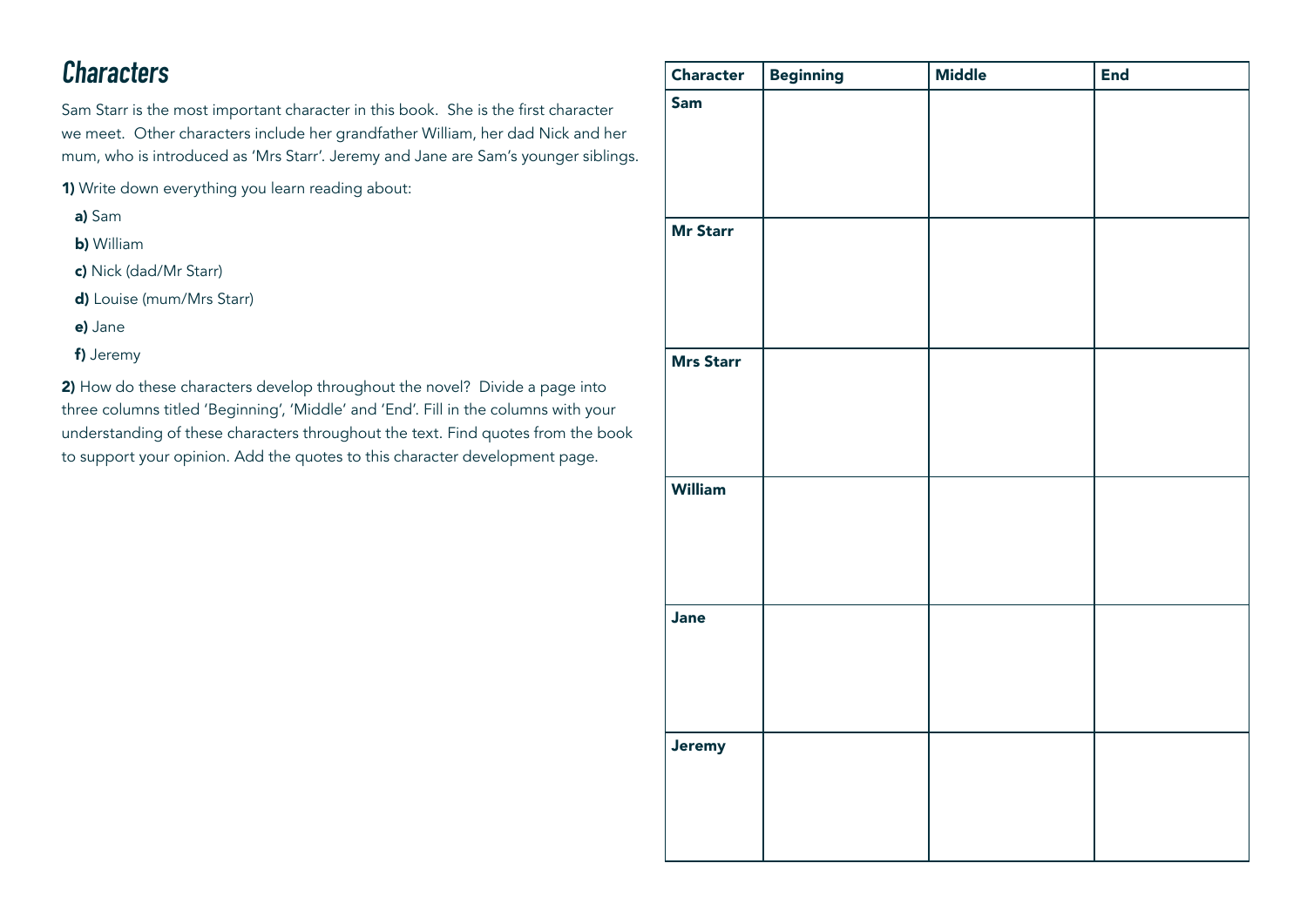# Characters

Sam Starr is the most important character in this book. She is the first character we meet. Other characters include her grandfather William, her dad Nick and her mum, who is introduced as 'Mrs Starr'. Jeremy and Jane are Sam's younger siblings.

**1)** Write down everything you learn reading about:

**a)** Sam

**b)** William

**c)** Nick (dad/Mr Starr)

**d)** Louise (mum/Mrs Starr)

**e)** Jane

**f)** Jeremy

**2)** How do these characters develop throughout the novel? Divide a page into three columns titled 'Beginning', 'Middle' and 'End'. Fill in the columns with your understanding of these characters throughout the text. Find quotes from the book to support your opinion. Add the quotes to this character development page.

| Character | Beginning | Middle | End |
|---|---|---|---|
| **Sam** | | | |
| **Mr Starr** | | | |
| **Mrs Starr** | | | |
| **William** | | | |
| **Jane** | | | |
| **Jeremy** | | | |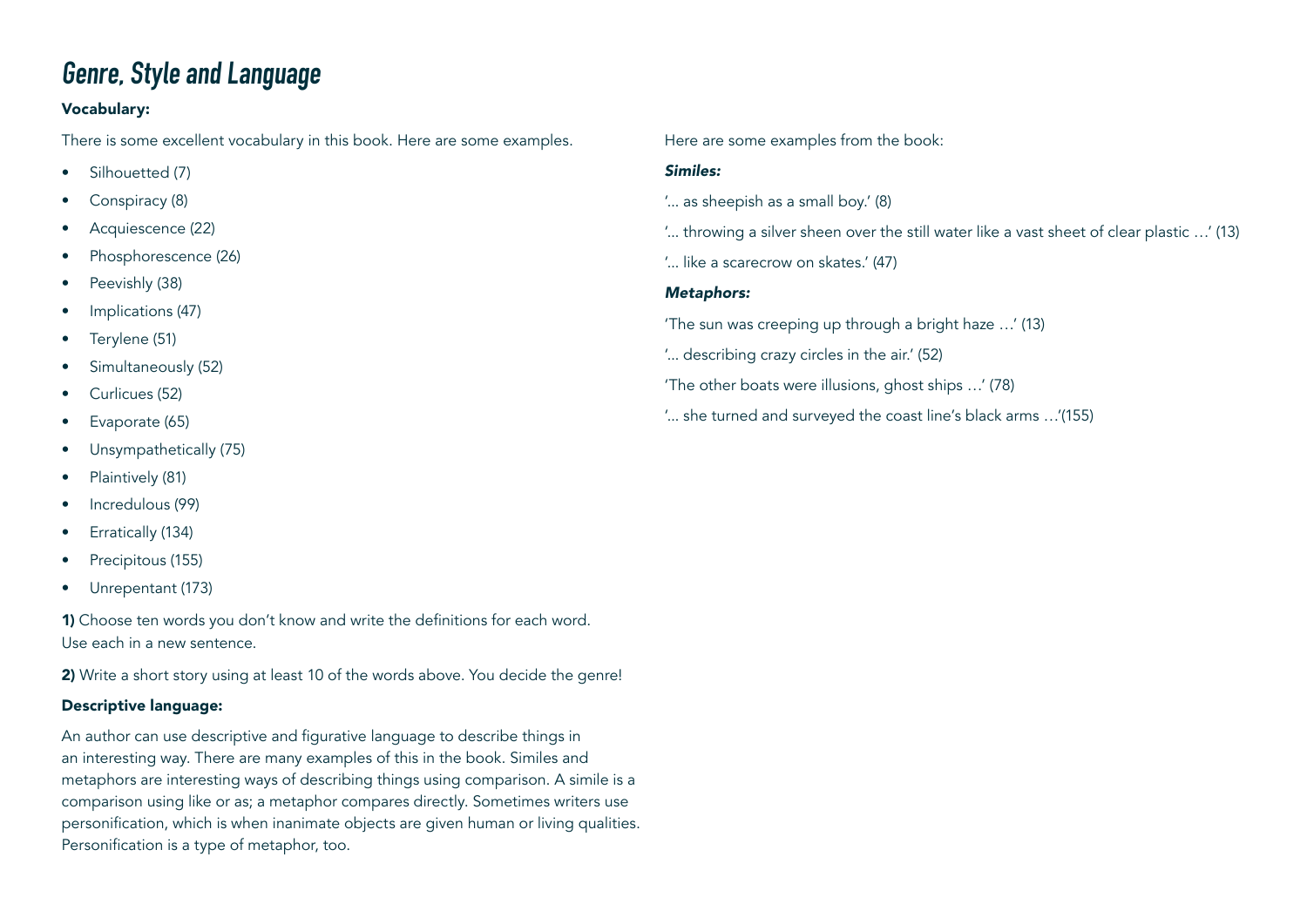# Genre, Style and Language

**Vocabulary:**

There is some excellent vocabulary in this book. Here are some examples.

- Silhouetted (7)
- Conspiracy (8)
- Acquiescence (22)
- Phosphorescence (26)
- Peevishly (38)
- Implications (47)
- Terylene (51)
- Simultaneously (52)
- Curlicues (52)
- Evaporate (65)
- Unsympathetically (75)
- Plaintively (81)
- Incredulous (99)
- Erratically (134)
- Precipitous (155)
- Unrepentant (173)

**1)** Choose ten words you don't know and write the definitions for each word. Use each in a new sentence.

**2)** Write a short story using at least 10 of the words above. You decide the genre!

**Descriptive language:**

An author can use descriptive and figurative language to describe things in an interesting way. There are many examples of this in the book. Similes and metaphors are interesting ways of describing things using comparison. A simile is a comparison using like or as; a metaphor compares directly. Sometimes writers use personification, which is when inanimate objects are given human or living qualities. Personification is a type of metaphor, too.

Here are some examples from the book:

***Similes:***

'... as sheepish as a small boy.' (8)

'... throwing a silver sheen over the still water like a vast sheet of clear plastic …' (13)

'... like a scarecrow on skates.' (47)

***Metaphors:***

'The sun was creeping up through a bright haze …' (13)

'... describing crazy circles in the air.' (52)

'The other boats were illusions, ghost ships …' (78)

'... she turned and surveyed the coast line's black arms …'(155)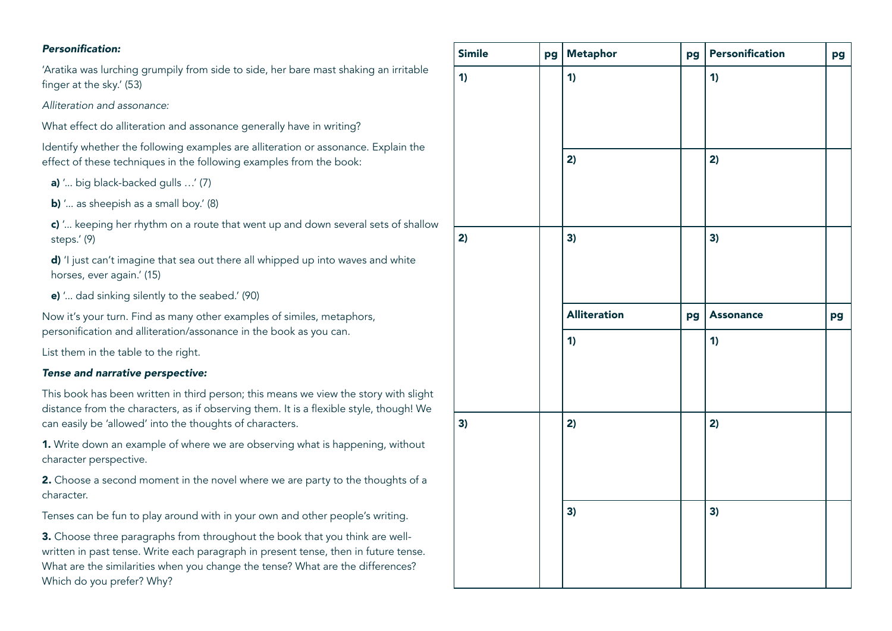***Personification:***

'Aratika was lurching grumpily from side to side, her bare mast shaking an irritable finger at the sky.' (53)

*Alliteration and assonance:*

What effect do alliteration and assonance generally have in writing?

Identify whether the following examples are alliteration or assonance. Explain the effect of these techniques in the following examples from the book:

**a)** '... big black-backed gulls …' (7)

**b)** '... as sheepish as a small boy.' (8)

**c)** '... keeping her rhythm on a route that went up and down several sets of shallow steps.' (9)

**d)** 'I just can't imagine that sea out there all whipped up into waves and white horses, ever again.' (15)

**e)** '... dad sinking silently to the seabed.' (90)

Now it's your turn. Find as many other examples of similes, metaphors, personification and alliteration/assonance in the book as you can.

List them in the table to the right.

***Tense and narrative perspective:***

This book has been written in third person; this means we view the story with slight distance from the characters, as if observing them. It is a flexible style, though! We can easily be 'allowed' into the thoughts of characters.

**1.** Write down an example of where we are observing what is happening, without character perspective.

**2.** Choose a second moment in the novel where we are party to the thoughts of a character.

Tenses can be fun to play around with in your own and other people's writing.

**3.** Choose three paragraphs from throughout the book that you think are well-written in past tense. Write each paragraph in present tense, then in future tense. What are the similarities when you change the tense? What are the differences? Which do you prefer? Why?

| Simile | pg | Metaphor | pg | Personification | pg |
|---|---|---|---|---|---|
| 1) | | 1) | | 1) | |
| | | 2) | | 2) | |
| 2) | | 3) | | 3) | |
| | | **Alliteration** | **pg** | **Assonance** | **pg** |
| | | 1) | | 1) | |
| 3) | | 2) | | 2) | |
| | | 3) | | 3) | |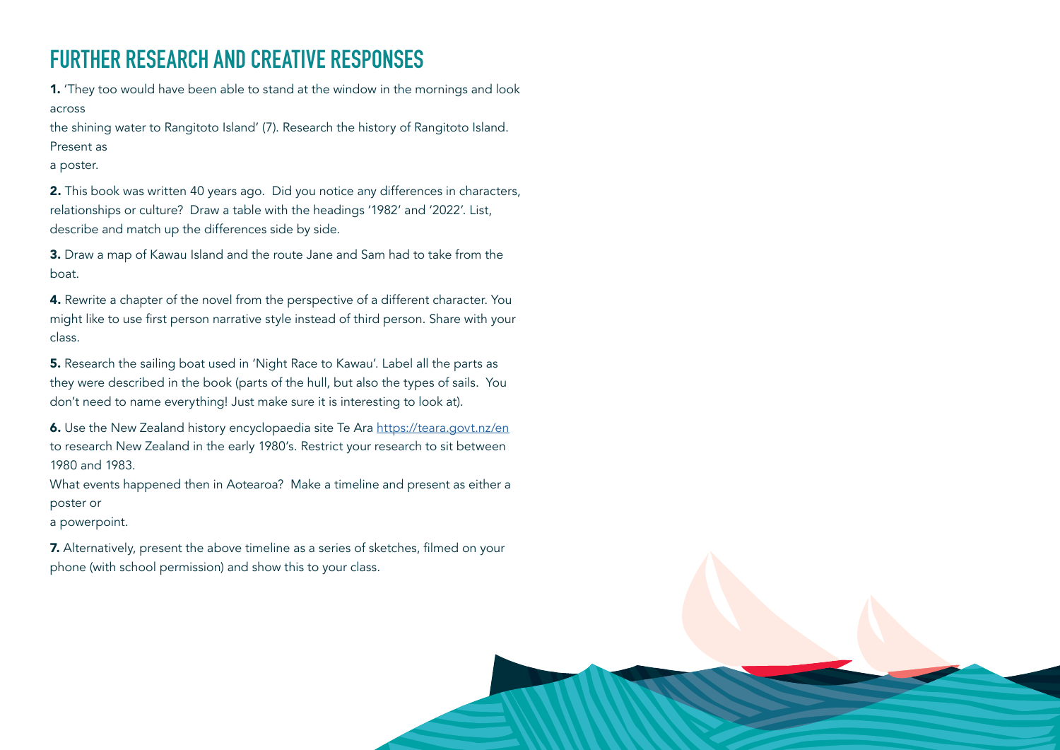# FURTHER RESEARCH AND CREATIVE RESPONSES

**1.** 'They too would have been able to stand at the window in the mornings and look across the shining water to Rangitoto Island' (7). Research the history of Rangitoto Island. Present as a poster.

**2.** This book was written 40 years ago. Did you notice any differences in characters, relationships or culture? Draw a table with the headings '1982' and '2022'. List, describe and match up the differences side by side.

**3.** Draw a map of Kawau Island and the route Jane and Sam had to take from the boat.

**4.** Rewrite a chapter of the novel from the perspective of a different character. You might like to use first person narrative style instead of third person. Share with your class.

**5.** Research the sailing boat used in 'Night Race to Kawau'. Label all the parts as they were described in the book (parts of the hull, but also the types of sails. You don't need to name everything! Just make sure it is interesting to look at).

**6.** Use the New Zealand history encyclopaedia site Te Ara https://teara.govt.nz/en to research New Zealand in the early 1980's. Restrict your research to sit between 1980 and 1983.
What events happened then in Aotearoa? Make a timeline and present as either a poster or a powerpoint.

**7.** Alternatively, present the above timeline as a series of sketches, filmed on your phone (with school permission) and show this to your class.